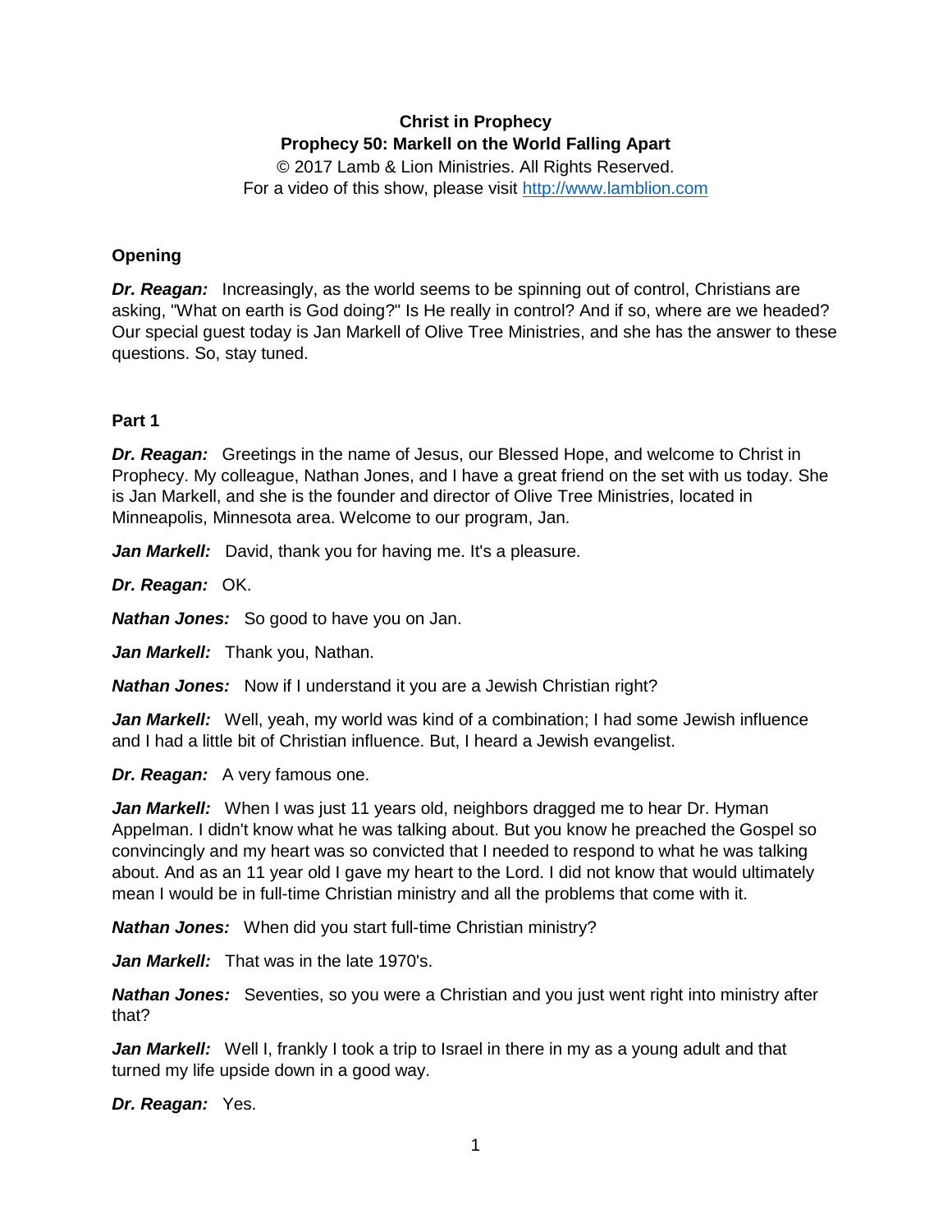**Christ in Prophecy**

**Prophecy 50: Markell on the World Falling Apart**

© 2017 Lamb & Lion Ministries. All Rights Reserved.

For a video of this show, please visit http://www.lamblion.com

## Opening

***Dr. Reagan:*** Increasingly, as the world seems to be spinning out of control, Christians are asking, "What on earth is God doing?" Is He really in control? And if so, where are we headed? Our special guest today is Jan Markell of Olive Tree Ministries, and she has the answer to these questions. So, stay tuned.

## Part 1

***Dr. Reagan:*** Greetings in the name of Jesus, our Blessed Hope, and welcome to Christ in Prophecy. My colleague, Nathan Jones, and I have a great friend on the set with us today. She is Jan Markell, and she is the founder and director of Olive Tree Ministries, located in Minneapolis, Minnesota area. Welcome to our program, Jan.

***Jan Markell:*** David, thank you for having me. It's a pleasure.

***Dr. Reagan:*** OK.

***Nathan Jones:*** So good to have you on Jan.

***Jan Markell:*** Thank you, Nathan.

***Nathan Jones:*** Now if I understand it you are a Jewish Christian right?

***Jan Markell:*** Well, yeah, my world was kind of a combination; I had some Jewish influence and I had a little bit of Christian influence. But, I heard a Jewish evangelist.

***Dr. Reagan:*** A very famous one.

***Jan Markell:*** When I was just 11 years old, neighbors dragged me to hear Dr. Hyman Appelman. I didn't know what he was talking about. But you know he preached the Gospel so convincingly and my heart was so convicted that I needed to respond to what he was talking about. And as an 11 year old I gave my heart to the Lord. I did not know that would ultimately mean I would be in full-time Christian ministry and all the problems that come with it.

***Nathan Jones:*** When did you start full-time Christian ministry?

***Jan Markell:*** That was in the late 1970's.

***Nathan Jones:*** Seventies, so you were a Christian and you just went right into ministry after that?

***Jan Markell:*** Well I, frankly I took a trip to Israel in there in my as a young adult and that turned my life upside down in a good way.

***Dr. Reagan:*** Yes.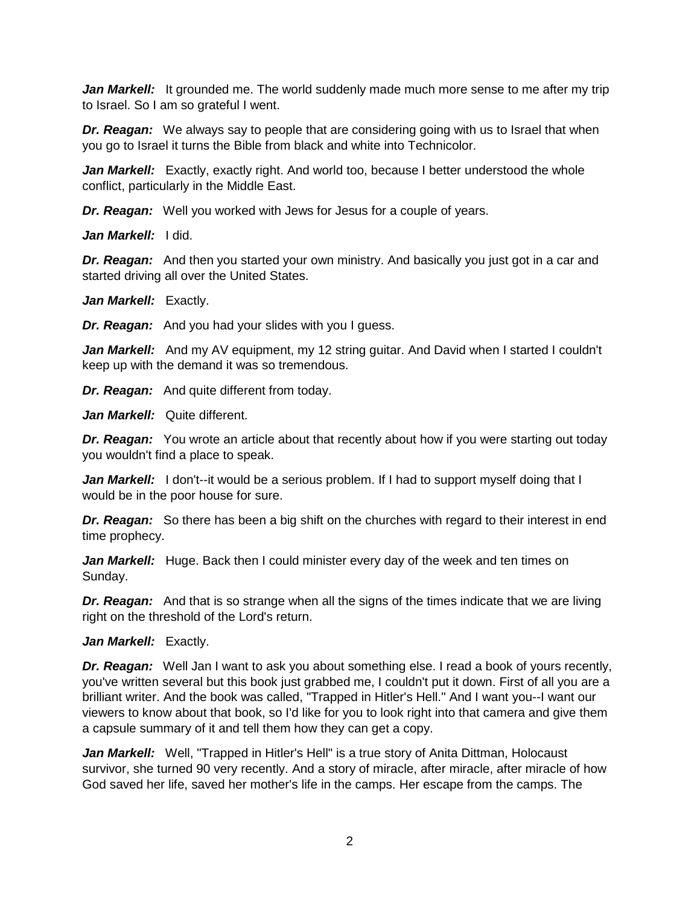***Jan Markell:*** It grounded me. The world suddenly made much more sense to me after my trip to Israel. So I am so grateful I went.

***Dr. Reagan:*** We always say to people that are considering going with us to Israel that when you go to Israel it turns the Bible from black and white into Technicolor.

***Jan Markell:*** Exactly, exactly right. And world too, because I better understood the whole conflict, particularly in the Middle East.

***Dr. Reagan:*** Well you worked with Jews for Jesus for a couple of years.

***Jan Markell:*** I did.

***Dr. Reagan:*** And then you started your own ministry. And basically you just got in a car and started driving all over the United States.

***Jan Markell:*** Exactly.

***Dr. Reagan:*** And you had your slides with you I guess.

***Jan Markell:*** And my AV equipment, my 12 string guitar. And David when I started I couldn't keep up with the demand it was so tremendous.

***Dr. Reagan:*** And quite different from today.

***Jan Markell:*** Quite different.

***Dr. Reagan:*** You wrote an article about that recently about how if you were starting out today you wouldn't find a place to speak.

***Jan Markell:*** I don't--it would be a serious problem. If I had to support myself doing that I would be in the poor house for sure.

***Dr. Reagan:*** So there has been a big shift on the churches with regard to their interest in end time prophecy.

***Jan Markell:*** Huge. Back then I could minister every day of the week and ten times on Sunday.

***Dr. Reagan:*** And that is so strange when all the signs of the times indicate that we are living right on the threshold of the Lord's return.

***Jan Markell:*** Exactly.

***Dr. Reagan:*** Well Jan I want to ask you about something else. I read a book of yours recently, you've written several but this book just grabbed me, I couldn't put it down. First of all you are a brilliant writer. And the book was called, "Trapped in Hitler's Hell." And I want you--I want our viewers to know about that book, so I'd like for you to look right into that camera and give them a capsule summary of it and tell them how they can get a copy.

***Jan Markell:*** Well, "Trapped in Hitler's Hell" is a true story of Anita Dittman, Holocaust survivor, she turned 90 very recently. And a story of miracle, after miracle, after miracle of how God saved her life, saved her mother's life in the camps. Her escape from the camps. The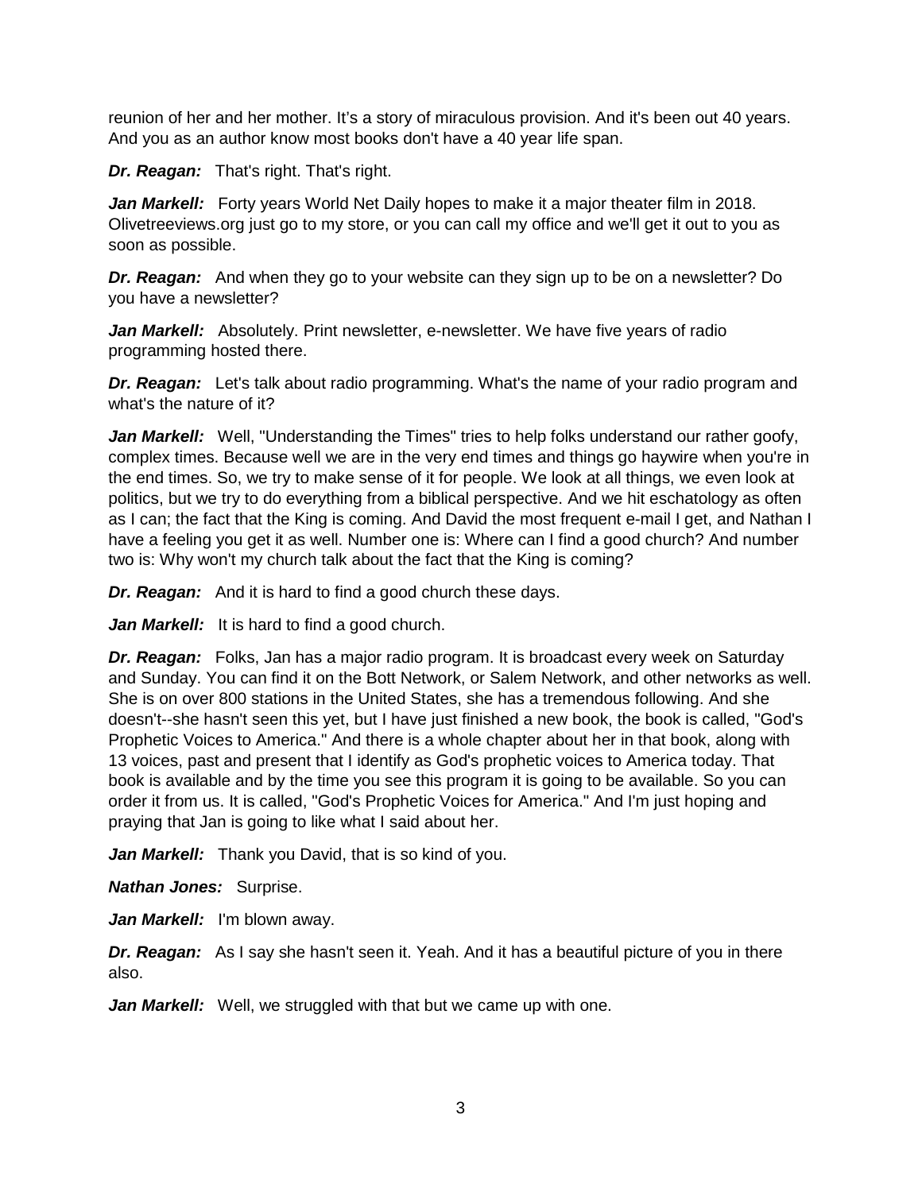reunion of her and her mother. It's a story of miraculous provision. And it's been out 40 years. And you as an author know most books don't have a 40 year life span.

***Dr. Reagan:*** That's right. That's right.

***Jan Markell:*** Forty years World Net Daily hopes to make it a major theater film in 2018. Olivetreeviews.org just go to my store, or you can call my office and we'll get it out to you as soon as possible.

***Dr. Reagan:*** And when they go to your website can they sign up to be on a newsletter? Do you have a newsletter?

***Jan Markell:*** Absolutely. Print newsletter, e-newsletter. We have five years of radio programming hosted there.

***Dr. Reagan:*** Let's talk about radio programming. What's the name of your radio program and what's the nature of it?

***Jan Markell:*** Well, "Understanding the Times" tries to help folks understand our rather goofy, complex times. Because well we are in the very end times and things go haywire when you're in the end times. So, we try to make sense of it for people. We look at all things, we even look at politics, but we try to do everything from a biblical perspective. And we hit eschatology as often as I can; the fact that the King is coming. And David the most frequent e-mail I get, and Nathan I have a feeling you get it as well. Number one is: Where can I find a good church? And number two is: Why won't my church talk about the fact that the King is coming?

***Dr. Reagan:*** And it is hard to find a good church these days.

***Jan Markell:*** It is hard to find a good church.

***Dr. Reagan:*** Folks, Jan has a major radio program. It is broadcast every week on Saturday and Sunday. You can find it on the Bott Network, or Salem Network, and other networks as well. She is on over 800 stations in the United States, she has a tremendous following. And she doesn't--she hasn't seen this yet, but I have just finished a new book, the book is called, "God's Prophetic Voices to America." And there is a whole chapter about her in that book, along with 13 voices, past and present that I identify as God's prophetic voices to America today. That book is available and by the time you see this program it is going to be available. So you can order it from us. It is called, "God's Prophetic Voices for America." And I'm just hoping and praying that Jan is going to like what I said about her.

***Jan Markell:*** Thank you David, that is so kind of you.

***Nathan Jones:*** Surprise.

***Jan Markell:*** I'm blown away.

***Dr. Reagan:*** As I say she hasn't seen it. Yeah. And it has a beautiful picture of you in there also.

***Jan Markell:*** Well, we struggled with that but we came up with one.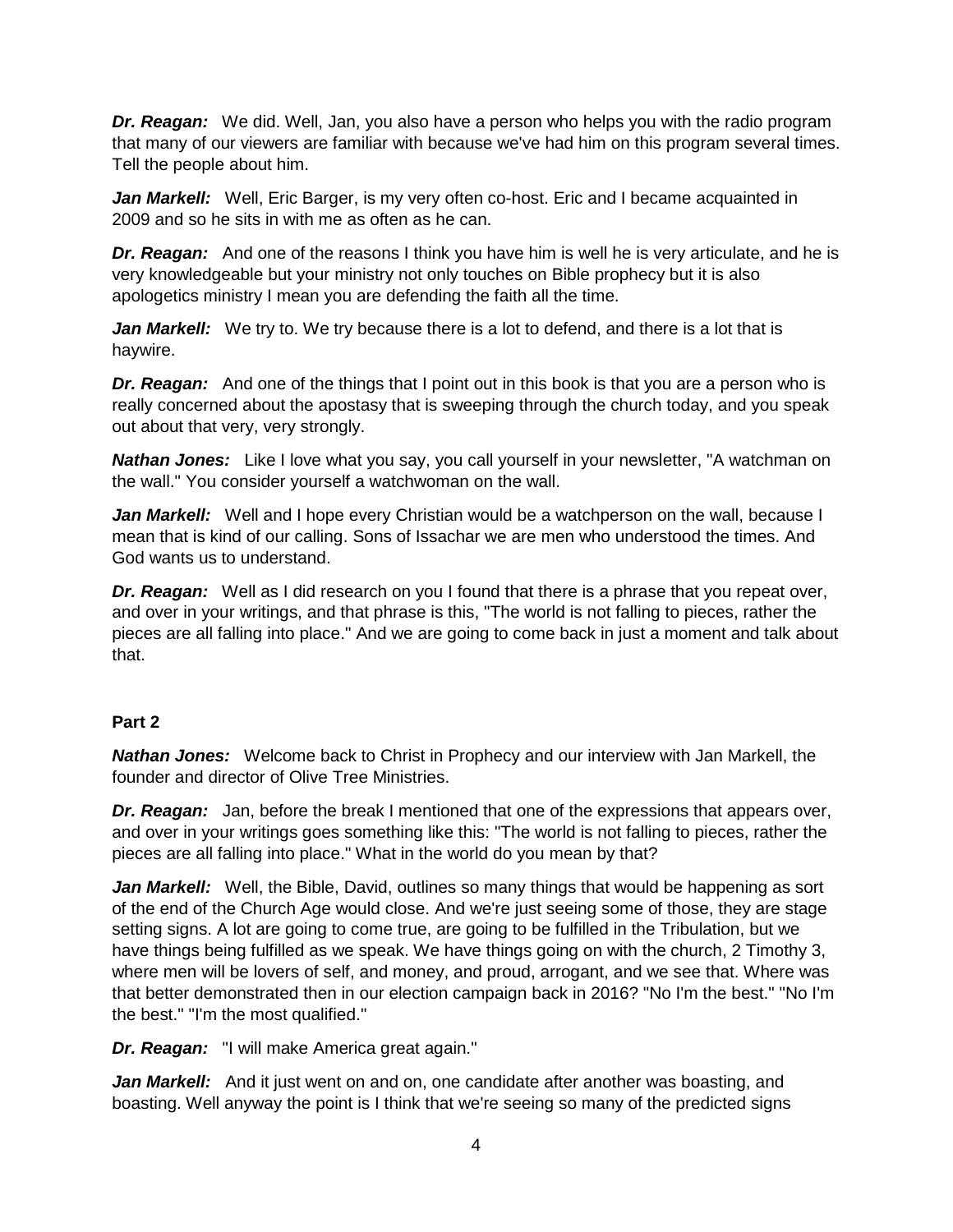***Dr. Reagan:*** We did. Well, Jan, you also have a person who helps you with the radio program that many of our viewers are familiar with because we've had him on this program several times. Tell the people about him.

***Jan Markell:*** Well, Eric Barger, is my very often co-host. Eric and I became acquainted in 2009 and so he sits in with me as often as he can.

***Dr. Reagan:*** And one of the reasons I think you have him is well he is very articulate, and he is very knowledgeable but your ministry not only touches on Bible prophecy but it is also apologetics ministry I mean you are defending the faith all the time.

***Jan Markell:*** We try to. We try because there is a lot to defend, and there is a lot that is haywire.

***Dr. Reagan:*** And one of the things that I point out in this book is that you are a person who is really concerned about the apostasy that is sweeping through the church today, and you speak out about that very, very strongly.

***Nathan Jones:*** Like I love what you say, you call yourself in your newsletter, "A watchman on the wall." You consider yourself a watchwoman on the wall.

***Jan Markell:*** Well and I hope every Christian would be a watchperson on the wall, because I mean that is kind of our calling. Sons of Issachar we are men who understood the times. And God wants us to understand.

***Dr. Reagan:*** Well as I did research on you I found that there is a phrase that you repeat over, and over in your writings, and that phrase is this, "The world is not falling to pieces, rather the pieces are all falling into place." And we are going to come back in just a moment and talk about that.

**Part 2**

***Nathan Jones:*** Welcome back to Christ in Prophecy and our interview with Jan Markell, the founder and director of Olive Tree Ministries.

***Dr. Reagan:*** Jan, before the break I mentioned that one of the expressions that appears over, and over in your writings goes something like this: "The world is not falling to pieces, rather the pieces are all falling into place." What in the world do you mean by that?

***Jan Markell:*** Well, the Bible, David, outlines so many things that would be happening as sort of the end of the Church Age would close. And we're just seeing some of those, they are stage setting signs. A lot are going to come true, are going to be fulfilled in the Tribulation, but we have things being fulfilled as we speak. We have things going on with the church, 2 Timothy 3, where men will be lovers of self, and money, and proud, arrogant, and we see that. Where was that better demonstrated then in our election campaign back in 2016? "No I'm the best." "No I'm the best." "I'm the most qualified."

***Dr. Reagan:*** "I will make America great again."

***Jan Markell:*** And it just went on and on, one candidate after another was boasting, and boasting. Well anyway the point is I think that we're seeing so many of the predicted signs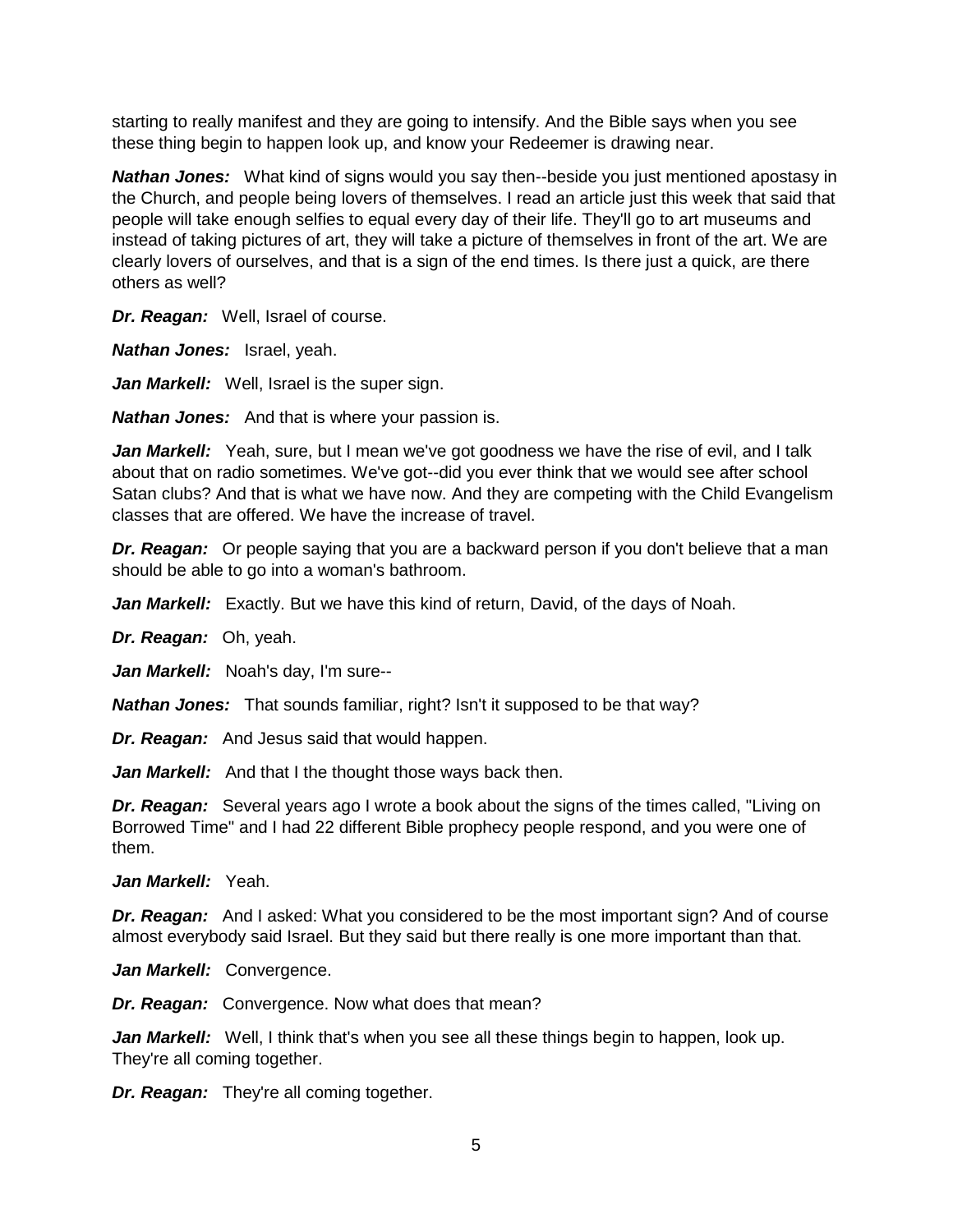starting to really manifest and they are going to intensify. And the Bible says when you see these thing begin to happen look up, and know your Redeemer is drawing near.

***Nathan Jones:*** What kind of signs would you say then--beside you just mentioned apostasy in the Church, and people being lovers of themselves. I read an article just this week that said that people will take enough selfies to equal every day of their life. They'll go to art museums and instead of taking pictures of art, they will take a picture of themselves in front of the art. We are clearly lovers of ourselves, and that is a sign of the end times. Is there just a quick, are there others as well?

***Dr. Reagan:*** Well, Israel of course.

***Nathan Jones:*** Israel, yeah.

***Jan Markell:*** Well, Israel is the super sign.

***Nathan Jones:*** And that is where your passion is.

***Jan Markell:*** Yeah, sure, but I mean we've got goodness we have the rise of evil, and I talk about that on radio sometimes. We've got--did you ever think that we would see after school Satan clubs? And that is what we have now. And they are competing with the Child Evangelism classes that are offered. We have the increase of travel.

***Dr. Reagan:*** Or people saying that you are a backward person if you don't believe that a man should be able to go into a woman's bathroom.

***Jan Markell:*** Exactly. But we have this kind of return, David, of the days of Noah.

***Dr. Reagan:*** Oh, yeah.

***Jan Markell:*** Noah's day, I'm sure--

***Nathan Jones:*** That sounds familiar, right? Isn't it supposed to be that way?

***Dr. Reagan:*** And Jesus said that would happen.

***Jan Markell:*** And that I the thought those ways back then.

***Dr. Reagan:*** Several years ago I wrote a book about the signs of the times called, "Living on Borrowed Time" and I had 22 different Bible prophecy people respond, and you were one of them.

***Jan Markell:*** Yeah.

***Dr. Reagan:*** And I asked: What you considered to be the most important sign? And of course almost everybody said Israel. But they said but there really is one more important than that.

***Jan Markell:*** Convergence.

***Dr. Reagan:*** Convergence. Now what does that mean?

***Jan Markell:*** Well, I think that's when you see all these things begin to happen, look up. They're all coming together.

***Dr. Reagan:*** They're all coming together.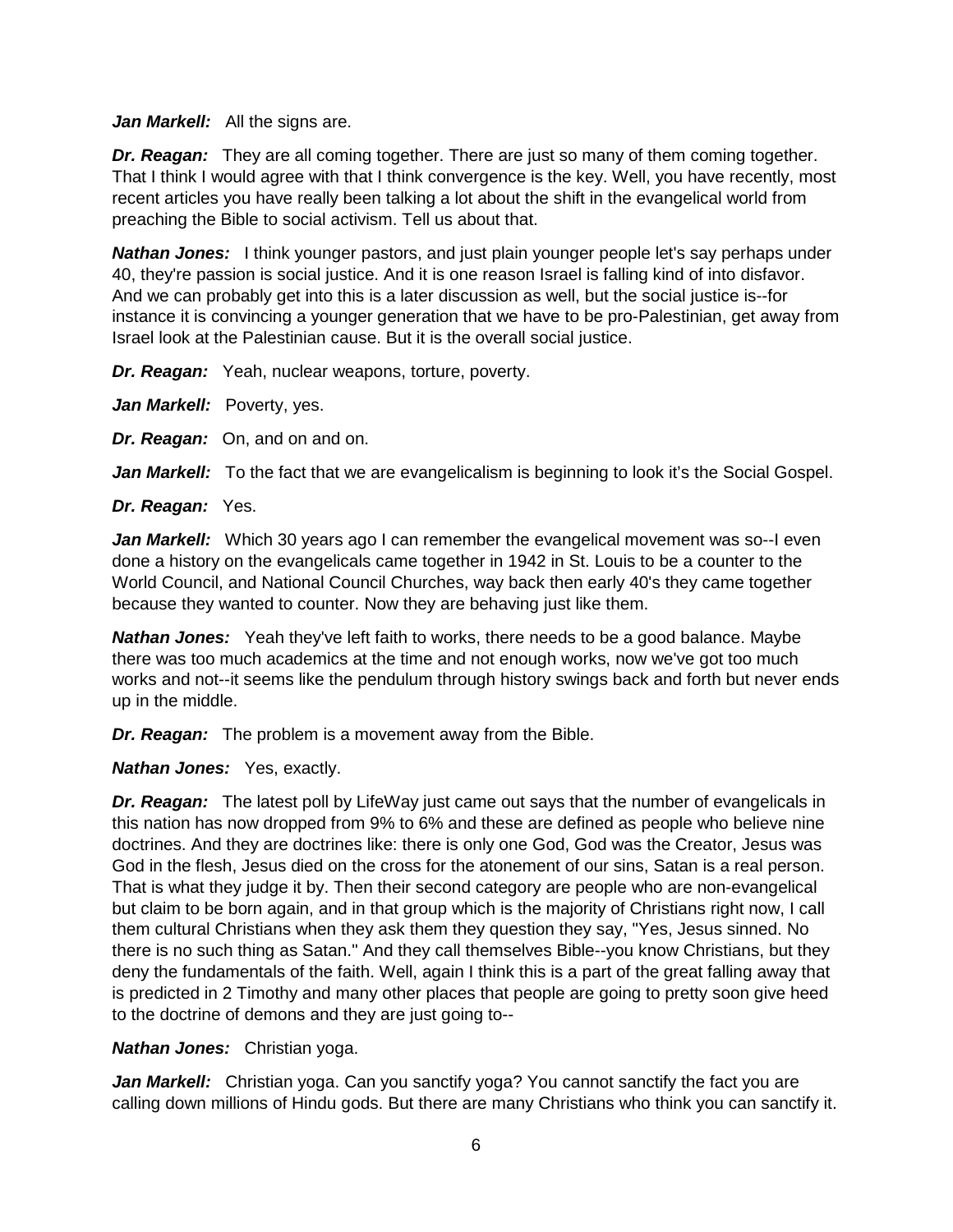***Jan Markell:*** All the signs are.

***Dr. Reagan:*** They are all coming together. There are just so many of them coming together. That I think I would agree with that I think convergence is the key. Well, you have recently, most recent articles you have really been talking a lot about the shift in the evangelical world from preaching the Bible to social activism. Tell us about that.

***Nathan Jones:*** I think younger pastors, and just plain younger people let's say perhaps under 40, they're passion is social justice. And it is one reason Israel is falling kind of into disfavor. And we can probably get into this is a later discussion as well, but the social justice is--for instance it is convincing a younger generation that we have to be pro-Palestinian, get away from Israel look at the Palestinian cause. But it is the overall social justice.

***Dr. Reagan:*** Yeah, nuclear weapons, torture, poverty.

***Jan Markell:*** Poverty, yes.

***Dr. Reagan:*** On, and on and on.

***Jan Markell:*** To the fact that we are evangelicalism is beginning to look it's the Social Gospel.

***Dr. Reagan:*** Yes.

***Jan Markell:*** Which 30 years ago I can remember the evangelical movement was so--I even done a history on the evangelicals came together in 1942 in St. Louis to be a counter to the World Council, and National Council Churches, way back then early 40's they came together because they wanted to counter. Now they are behaving just like them.

***Nathan Jones:*** Yeah they've left faith to works, there needs to be a good balance. Maybe there was too much academics at the time and not enough works, now we've got too much works and not--it seems like the pendulum through history swings back and forth but never ends up in the middle.

***Dr. Reagan:*** The problem is a movement away from the Bible.

***Nathan Jones:*** Yes, exactly.

***Dr. Reagan:*** The latest poll by LifeWay just came out says that the number of evangelicals in this nation has now dropped from 9% to 6% and these are defined as people who believe nine doctrines. And they are doctrines like: there is only one God, God was the Creator, Jesus was God in the flesh, Jesus died on the cross for the atonement of our sins, Satan is a real person. That is what they judge it by. Then their second category are people who are non-evangelical but claim to be born again, and in that group which is the majority of Christians right now, I call them cultural Christians when they ask them they question they say, "Yes, Jesus sinned. No there is no such thing as Satan." And they call themselves Bible--you know Christians, but they deny the fundamentals of the faith. Well, again I think this is a part of the great falling away that is predicted in 2 Timothy and many other places that people are going to pretty soon give heed to the doctrine of demons and they are just going to--

***Nathan Jones:*** Christian yoga.

***Jan Markell:*** Christian yoga. Can you sanctify yoga? You cannot sanctify the fact you are calling down millions of Hindu gods. But there are many Christians who think you can sanctify it.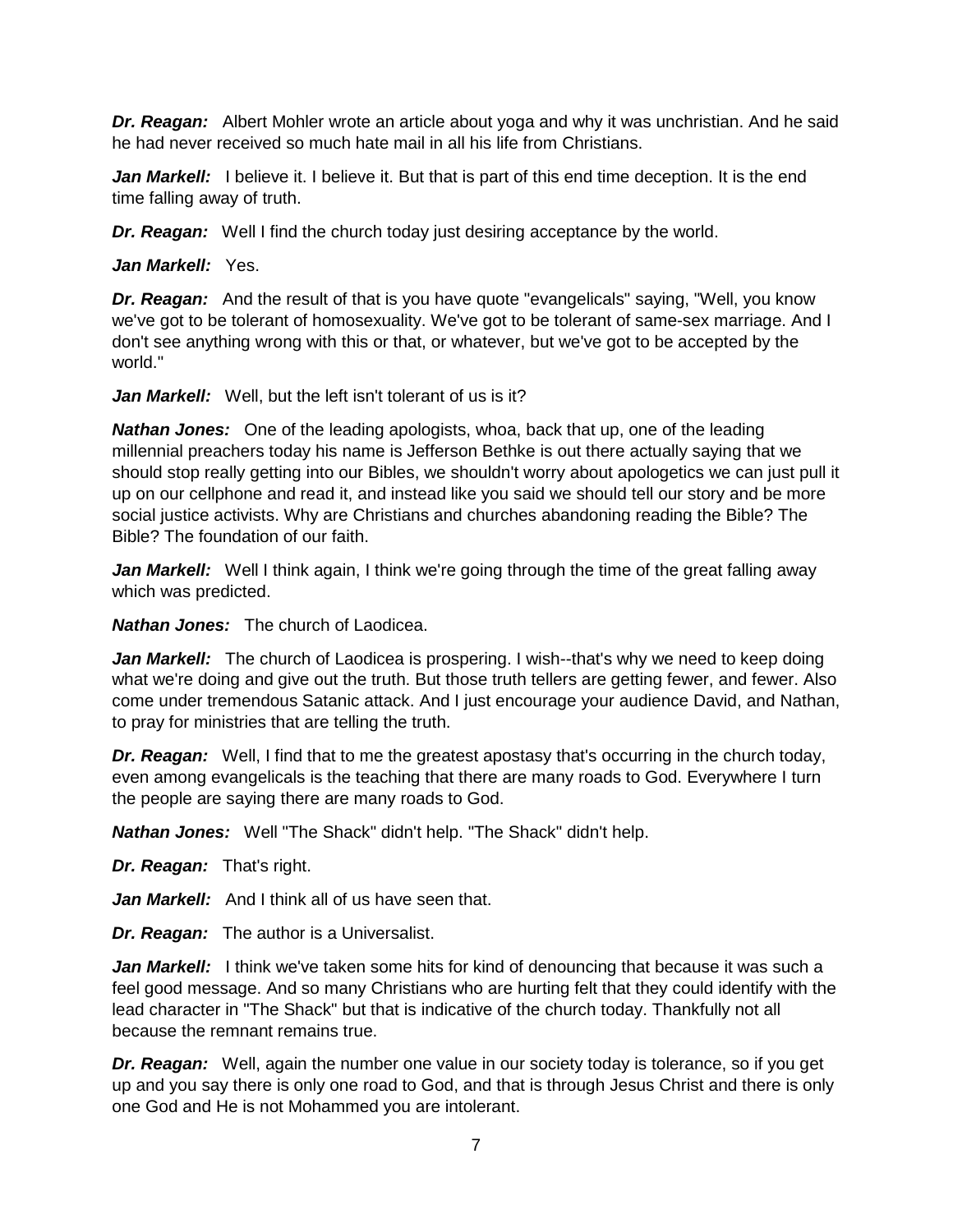***Dr. Reagan:*** Albert Mohler wrote an article about yoga and why it was unchristian. And he said he had never received so much hate mail in all his life from Christians.

***Jan Markell:*** I believe it. I believe it. But that is part of this end time deception. It is the end time falling away of truth.

***Dr. Reagan:*** Well I find the church today just desiring acceptance by the world.

***Jan Markell:*** Yes.

***Dr. Reagan:*** And the result of that is you have quote "evangelicals" saying, "Well, you know we've got to be tolerant of homosexuality. We've got to be tolerant of same-sex marriage. And I don't see anything wrong with this or that, or whatever, but we've got to be accepted by the world."

***Jan Markell:*** Well, but the left isn't tolerant of us is it?

***Nathan Jones:*** One of the leading apologists, whoa, back that up, one of the leading millennial preachers today his name is Jefferson Bethke is out there actually saying that we should stop really getting into our Bibles, we shouldn't worry about apologetics we can just pull it up on our cellphone and read it, and instead like you said we should tell our story and be more social justice activists. Why are Christians and churches abandoning reading the Bible? The Bible? The foundation of our faith.

***Jan Markell:*** Well I think again, I think we're going through the time of the great falling away which was predicted.

***Nathan Jones:*** The church of Laodicea.

***Jan Markell:*** The church of Laodicea is prospering. I wish--that's why we need to keep doing what we're doing and give out the truth. But those truth tellers are getting fewer, and fewer. Also come under tremendous Satanic attack. And I just encourage your audience David, and Nathan, to pray for ministries that are telling the truth.

***Dr. Reagan:*** Well, I find that to me the greatest apostasy that's occurring in the church today, even among evangelicals is the teaching that there are many roads to God. Everywhere I turn the people are saying there are many roads to God.

***Nathan Jones:*** Well "The Shack" didn't help. "The Shack" didn't help.

***Dr. Reagan:*** That's right.

***Jan Markell:*** And I think all of us have seen that.

***Dr. Reagan:*** The author is a Universalist.

***Jan Markell:*** I think we've taken some hits for kind of denouncing that because it was such a feel good message. And so many Christians who are hurting felt that they could identify with the lead character in "The Shack" but that is indicative of the church today. Thankfully not all because the remnant remains true.

***Dr. Reagan:*** Well, again the number one value in our society today is tolerance, so if you get up and you say there is only one road to God, and that is through Jesus Christ and there is only one God and He is not Mohammed you are intolerant.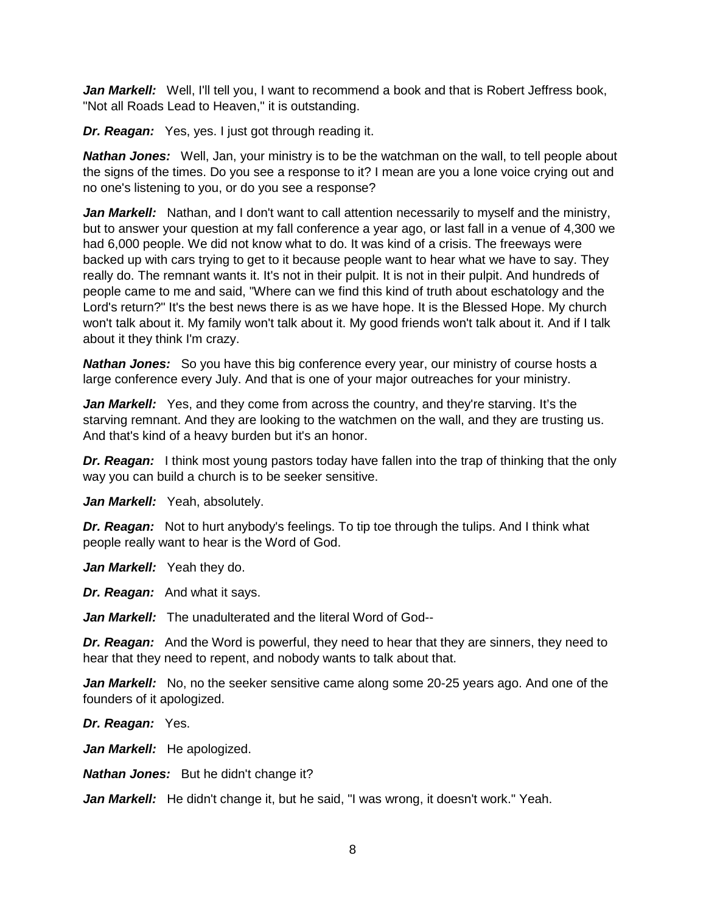***Jan Markell:*** Well, I'll tell you, I want to recommend a book and that is Robert Jeffress book, "Not all Roads Lead to Heaven," it is outstanding.

***Dr. Reagan:*** Yes, yes. I just got through reading it.

***Nathan Jones:*** Well, Jan, your ministry is to be the watchman on the wall, to tell people about the signs of the times. Do you see a response to it? I mean are you a lone voice crying out and no one's listening to you, or do you see a response?

***Jan Markell:*** Nathan, and I don't want to call attention necessarily to myself and the ministry, but to answer your question at my fall conference a year ago, or last fall in a venue of 4,300 we had 6,000 people. We did not know what to do. It was kind of a crisis. The freeways were backed up with cars trying to get to it because people want to hear what we have to say. They really do. The remnant wants it. It's not in their pulpit. It is not in their pulpit. And hundreds of people came to me and said, "Where can we find this kind of truth about eschatology and the Lord's return?" It's the best news there is as we have hope. It is the Blessed Hope. My church won't talk about it. My family won't talk about it. My good friends won't talk about it. And if I talk about it they think I'm crazy.

***Nathan Jones:*** So you have this big conference every year, our ministry of course hosts a large conference every July. And that is one of your major outreaches for your ministry.

***Jan Markell:*** Yes, and they come from across the country, and they're starving. It's the starving remnant. And they are looking to the watchmen on the wall, and they are trusting us. And that's kind of a heavy burden but it's an honor.

***Dr. Reagan:*** I think most young pastors today have fallen into the trap of thinking that the only way you can build a church is to be seeker sensitive.

***Jan Markell:*** Yeah, absolutely.

***Dr. Reagan:*** Not to hurt anybody's feelings. To tip toe through the tulips. And I think what people really want to hear is the Word of God.

***Jan Markell:*** Yeah they do.

***Dr. Reagan:*** And what it says.

***Jan Markell:*** The unadulterated and the literal Word of God--

***Dr. Reagan:*** And the Word is powerful, they need to hear that they are sinners, they need to hear that they need to repent, and nobody wants to talk about that.

***Jan Markell:*** No, no the seeker sensitive came along some 20-25 years ago. And one of the founders of it apologized.

***Dr. Reagan:*** Yes.

***Jan Markell:*** He apologized.

***Nathan Jones:*** But he didn't change it?

***Jan Markell:*** He didn't change it, but he said, "I was wrong, it doesn't work." Yeah.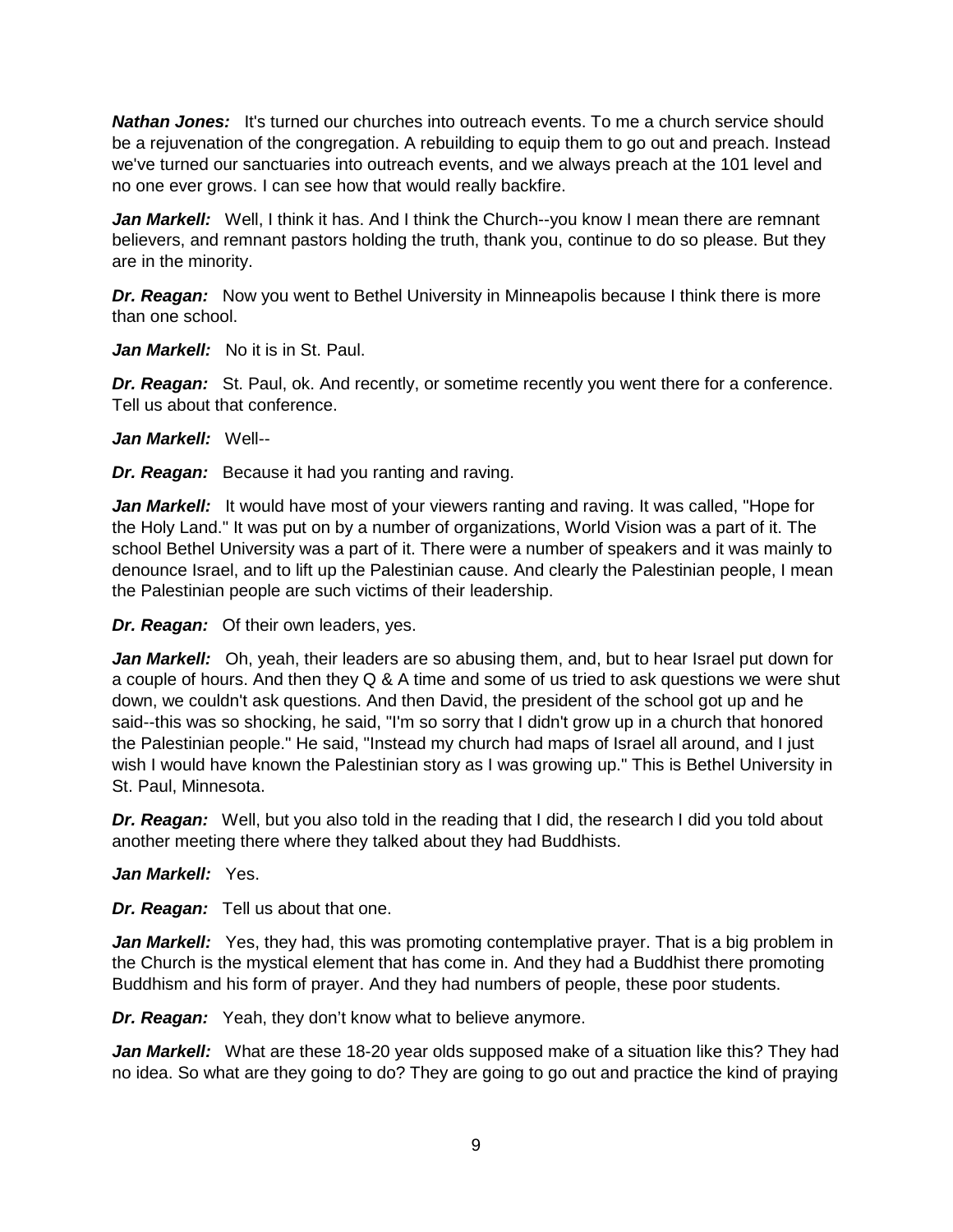**_Nathan Jones:_** It's turned our churches into outreach events. To me a church service should be a rejuvenation of the congregation. A rebuilding to equip them to go out and preach. Instead we've turned our sanctuaries into outreach events, and we always preach at the 101 level and no one ever grows. I can see how that would really backfire.

**_Jan Markell:_** Well, I think it has. And I think the Church--you know I mean there are remnant believers, and remnant pastors holding the truth, thank you, continue to do so please. But they are in the minority.

**_Dr. Reagan:_** Now you went to Bethel University in Minneapolis because I think there is more than one school.

**_Jan Markell:_** No it is in St. Paul.

**_Dr. Reagan:_** St. Paul, ok. And recently, or sometime recently you went there for a conference. Tell us about that conference.

**_Jan Markell:_** Well--

**_Dr. Reagan:_** Because it had you ranting and raving.

**_Jan Markell:_** It would have most of your viewers ranting and raving. It was called, "Hope for the Holy Land." It was put on by a number of organizations, World Vision was a part of it. The school Bethel University was a part of it. There were a number of speakers and it was mainly to denounce Israel, and to lift up the Palestinian cause. And clearly the Palestinian people, I mean the Palestinian people are such victims of their leadership.

**_Dr. Reagan:_** Of their own leaders, yes.

**_Jan Markell:_** Oh, yeah, their leaders are so abusing them, and, but to hear Israel put down for a couple of hours. And then they Q & A time and some of us tried to ask questions we were shut down, we couldn't ask questions. And then David, the president of the school got up and he said--this was so shocking, he said, "I'm so sorry that I didn't grow up in a church that honored the Palestinian people." He said, "Instead my church had maps of Israel all around, and I just wish I would have known the Palestinian story as I was growing up." This is Bethel University in St. Paul, Minnesota.

**_Dr. Reagan:_** Well, but you also told in the reading that I did, the research I did you told about another meeting there where they talked about they had Buddhists.

**_Jan Markell:_** Yes.

**_Dr. Reagan:_** Tell us about that one.

**_Jan Markell:_** Yes, they had, this was promoting contemplative prayer. That is a big problem in the Church is the mystical element that has come in. And they had a Buddhist there promoting Buddhism and his form of prayer. And they had numbers of people, these poor students.

**_Dr. Reagan:_** Yeah, they don't know what to believe anymore.

**_Jan Markell:_** What are these 18-20 year olds supposed make of a situation like this? They had no idea. So what are they going to do? They are going to go out and practice the kind of praying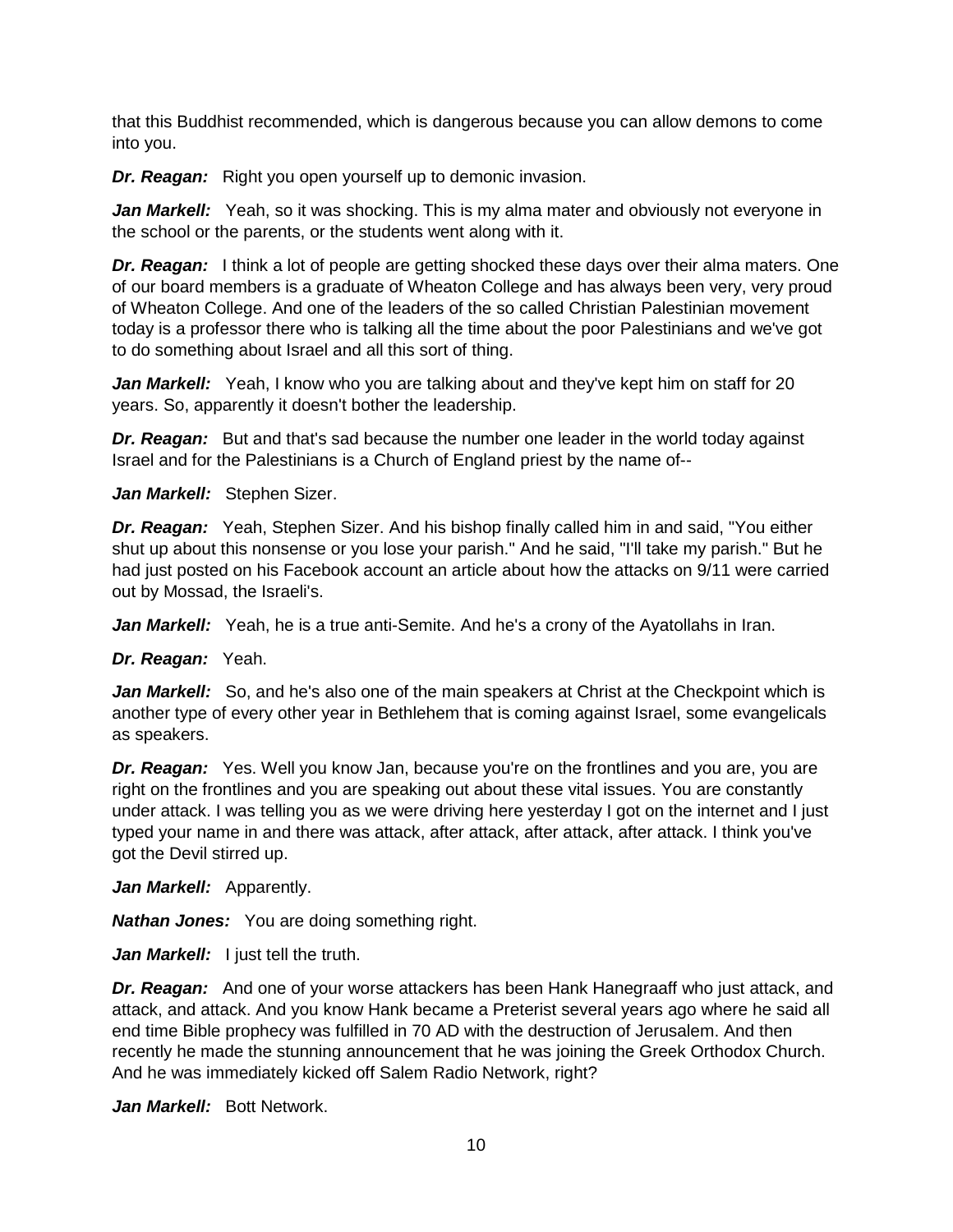that this Buddhist recommended, which is dangerous because you can allow demons to come into you.

***Dr. Reagan:*** Right you open yourself up to demonic invasion.

***Jan Markell:*** Yeah, so it was shocking. This is my alma mater and obviously not everyone in the school or the parents, or the students went along with it.

***Dr. Reagan:*** I think a lot of people are getting shocked these days over their alma maters. One of our board members is a graduate of Wheaton College and has always been very, very proud of Wheaton College. And one of the leaders of the so called Christian Palestinian movement today is a professor there who is talking all the time about the poor Palestinians and we've got to do something about Israel and all this sort of thing.

***Jan Markell:*** Yeah, I know who you are talking about and they've kept him on staff for 20 years. So, apparently it doesn't bother the leadership.

***Dr. Reagan:*** But and that's sad because the number one leader in the world today against Israel and for the Palestinians is a Church of England priest by the name of--

***Jan Markell:*** Stephen Sizer.

***Dr. Reagan:*** Yeah, Stephen Sizer. And his bishop finally called him in and said, "You either shut up about this nonsense or you lose your parish." And he said, "I'll take my parish." But he had just posted on his Facebook account an article about how the attacks on 9/11 were carried out by Mossad, the Israeli's.

***Jan Markell:*** Yeah, he is a true anti-Semite. And he's a crony of the Ayatollahs in Iran.

***Dr. Reagan:*** Yeah.

***Jan Markell:*** So, and he's also one of the main speakers at Christ at the Checkpoint which is another type of every other year in Bethlehem that is coming against Israel, some evangelicals as speakers.

***Dr. Reagan:*** Yes. Well you know Jan, because you're on the frontlines and you are, you are right on the frontlines and you are speaking out about these vital issues. You are constantly under attack. I was telling you as we were driving here yesterday I got on the internet and I just typed your name in and there was attack, after attack, after attack, after attack. I think you've got the Devil stirred up.

***Jan Markell:*** Apparently.

***Nathan Jones:*** You are doing something right.

***Jan Markell:*** I just tell the truth.

***Dr. Reagan:*** And one of your worse attackers has been Hank Hanegraaff who just attack, and attack, and attack. And you know Hank became a Preterist several years ago where he said all end time Bible prophecy was fulfilled in 70 AD with the destruction of Jerusalem. And then recently he made the stunning announcement that he was joining the Greek Orthodox Church. And he was immediately kicked off Salem Radio Network, right?

***Jan Markell:*** Bott Network.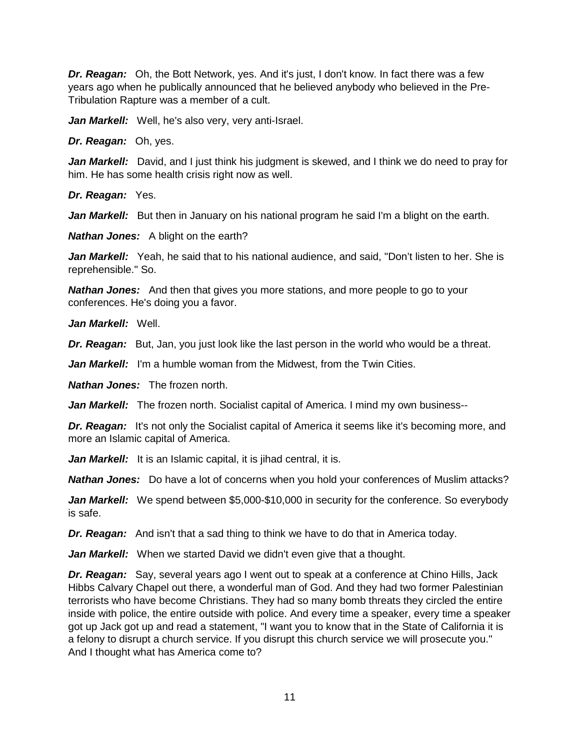***Dr. Reagan:*** Oh, the Bott Network, yes. And it's just, I don't know. In fact there was a few years ago when he publically announced that he believed anybody who believed in the Pre-Tribulation Rapture was a member of a cult.

***Jan Markell:*** Well, he's also very, very anti-Israel.

***Dr. Reagan:*** Oh, yes.

***Jan Markell:*** David, and I just think his judgment is skewed, and I think we do need to pray for him. He has some health crisis right now as well.

***Dr. Reagan:*** Yes.

***Jan Markell:*** But then in January on his national program he said I'm a blight on the earth.

***Nathan Jones:*** A blight on the earth?

***Jan Markell:*** Yeah, he said that to his national audience, and said, "Don't listen to her. She is reprehensible." So.

***Nathan Jones:*** And then that gives you more stations, and more people to go to your conferences. He's doing you a favor.

***Jan Markell:*** Well.

***Dr. Reagan:*** But, Jan, you just look like the last person in the world who would be a threat.

***Jan Markell:*** I'm a humble woman from the Midwest, from the Twin Cities.

***Nathan Jones:*** The frozen north.

***Jan Markell:*** The frozen north. Socialist capital of America. I mind my own business--

***Dr. Reagan:*** It's not only the Socialist capital of America it seems like it's becoming more, and more an Islamic capital of America.

***Jan Markell:*** It is an Islamic capital, it is jihad central, it is.

***Nathan Jones:*** Do have a lot of concerns when you hold your conferences of Muslim attacks?

***Jan Markell:*** We spend between $5,000-$10,000 in security for the conference. So everybody is safe.

***Dr. Reagan:*** And isn't that a sad thing to think we have to do that in America today.

***Jan Markell:*** When we started David we didn't even give that a thought.

***Dr. Reagan:*** Say, several years ago I went out to speak at a conference at Chino Hills, Jack Hibbs Calvary Chapel out there, a wonderful man of God. And they had two former Palestinian terrorists who have become Christians. They had so many bomb threats they circled the entire inside with police, the entire outside with police. And every time a speaker, every time a speaker got up Jack got up and read a statement, "I want you to know that in the State of California it is a felony to disrupt a church service. If you disrupt this church service we will prosecute you." And I thought what has America come to?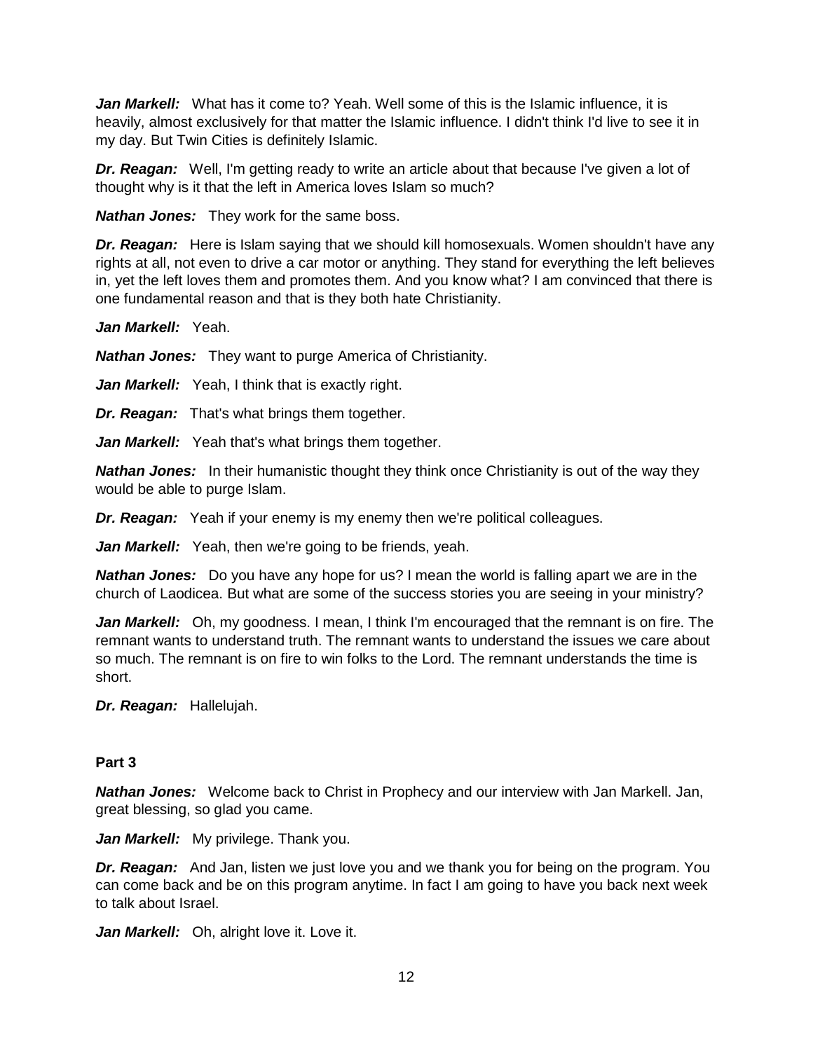***Jan Markell:*** What has it come to? Yeah. Well some of this is the Islamic influence, it is heavily, almost exclusively for that matter the Islamic influence. I didn't think I'd live to see it in my day. But Twin Cities is definitely Islamic.

***Dr. Reagan:*** Well, I'm getting ready to write an article about that because I've given a lot of thought why is it that the left in America loves Islam so much?

***Nathan Jones:*** They work for the same boss.

***Dr. Reagan:*** Here is Islam saying that we should kill homosexuals. Women shouldn't have any rights at all, not even to drive a car motor or anything. They stand for everything the left believes in, yet the left loves them and promotes them. And you know what? I am convinced that there is one fundamental reason and that is they both hate Christianity.

***Jan Markell:*** Yeah.

***Nathan Jones:*** They want to purge America of Christianity.

***Jan Markell:*** Yeah, I think that is exactly right.

***Dr. Reagan:*** That's what brings them together.

***Jan Markell:*** Yeah that's what brings them together.

***Nathan Jones:*** In their humanistic thought they think once Christianity is out of the way they would be able to purge Islam.

***Dr. Reagan:*** Yeah if your enemy is my enemy then we're political colleagues.

***Jan Markell:*** Yeah, then we're going to be friends, yeah.

***Nathan Jones:*** Do you have any hope for us? I mean the world is falling apart we are in the church of Laodicea. But what are some of the success stories you are seeing in your ministry?

***Jan Markell:*** Oh, my goodness. I mean, I think I'm encouraged that the remnant is on fire. The remnant wants to understand truth. The remnant wants to understand the issues we care about so much. The remnant is on fire to win folks to the Lord. The remnant understands the time is short.

***Dr. Reagan:*** Hallelujah.

**Part 3**

***Nathan Jones:*** Welcome back to Christ in Prophecy and our interview with Jan Markell. Jan, great blessing, so glad you came.

***Jan Markell:*** My privilege. Thank you.

***Dr. Reagan:*** And Jan, listen we just love you and we thank you for being on the program. You can come back and be on this program anytime. In fact I am going to have you back next week to talk about Israel.

***Jan Markell:*** Oh, alright love it. Love it.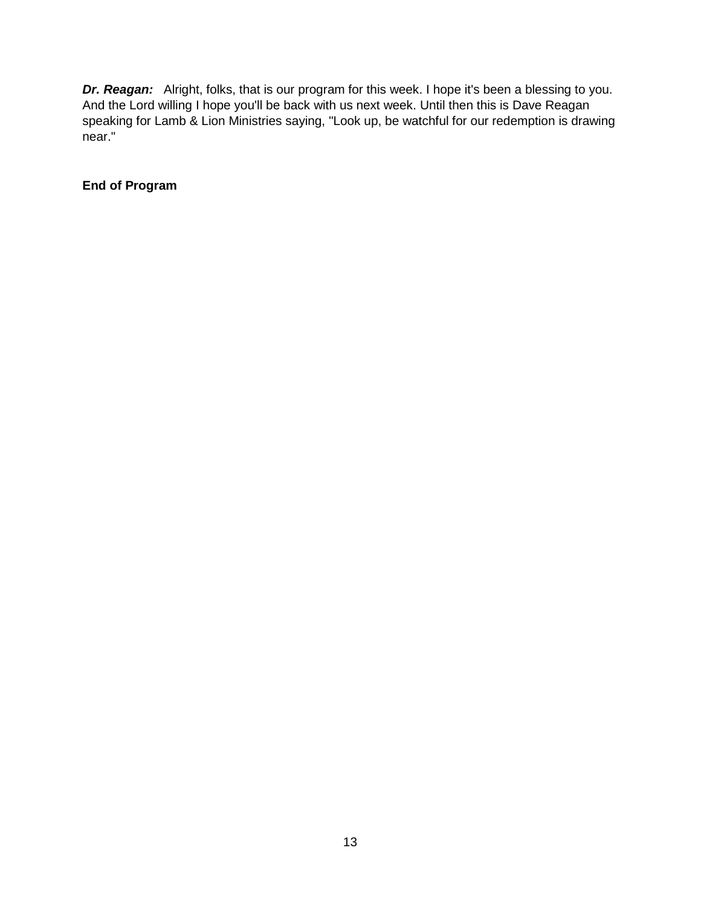***Dr. Reagan:*** Alright, folks, that is our program for this week. I hope it's been a blessing to you. And the Lord willing I hope you'll be back with us next week. Until then this is Dave Reagan speaking for Lamb & Lion Ministries saying, "Look up, be watchful for our redemption is drawing near."

**End of Program**